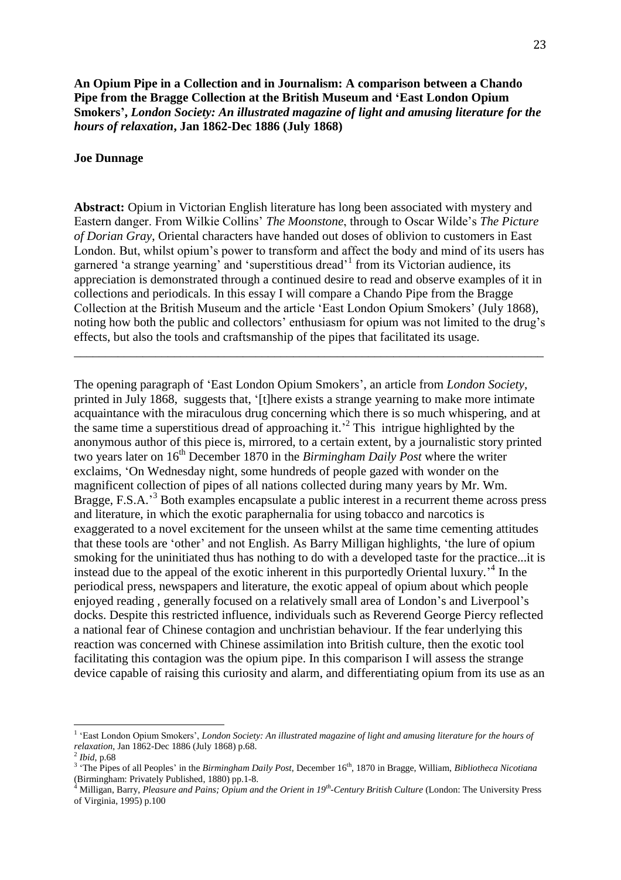**An Opium Pipe in a Collection and in Journalism: A comparison between a Chando Pipe from the Bragge Collection at the British Museum and 'East London Opium Smokers',** ***London Society: An illustrated magazine of light and amusing literature for the hours of relaxation*****, Jan 1862-Dec 1886 (July 1868)**

**Joe Dunnage**

**Abstract:** Opium in Victorian English literature has long been associated with mystery and Eastern danger. From Wilkie Collins' *The Moonstone*, through to Oscar Wilde's *The Picture of Dorian Gray*, Oriental characters have handed out doses of oblivion to customers in East London. But, whilst opium's power to transform and affect the body and mind of its users has garnered 'a strange yearning' and 'superstitious dread'[1] from its Victorian audience, its appreciation is demonstrated through a continued desire to read and observe examples of it in collections and periodicals. In this essay I will compare a Chando Pipe from the Bragge Collection at the British Museum and the article 'East London Opium Smokers' (July 1868), noting how both the public and collectors' enthusiasm for opium was not limited to the drug's effects, but also the tools and craftsmanship of the pipes that facilitated its usage.

---

The opening paragraph of 'East London Opium Smokers', an article from *London Society*, printed in July 1868, suggests that, '[t]here exists a strange yearning to make more intimate acquaintance with the miraculous drug concerning which there is so much whispering, and at the same time a superstitious dread of approaching it.'[2] This intrigue highlighted by the anonymous author of this piece is, mirrored, to a certain extent, by a journalistic story printed two years later on 16th December 1870 in the *Birmingham Daily Post* where the writer exclaims, 'On Wednesday night, some hundreds of people gazed with wonder on the magnificent collection of pipes of all nations collected during many years by Mr. Wm. Bragge, F.S.A.'[3] Both examples encapsulate a public interest in a recurrent theme across press and literature, in which the exotic paraphernalia for using tobacco and narcotics is exaggerated to a novel excitement for the unseen whilst at the same time cementing attitudes that these tools are 'other' and not English. As Barry Milligan highlights, 'the lure of opium smoking for the uninitiated thus has nothing to do with a developed taste for the practice...it is instead due to the appeal of the exotic inherent in this purportedly Oriental luxury.'[4] In the periodical press, newspapers and literature, the exotic appeal of opium about which people enjoyed reading , generally focused on a relatively small area of London's and Liverpool's docks. Despite this restricted influence, individuals such as Reverend George Piercy reflected a national fear of Chinese contagion and unchristian behaviour. If the fear underlying this reaction was concerned with Chinese assimilation into British culture, then the exotic tool facilitating this contagion was the opium pipe. In this comparison I will assess the strange device capable of raising this curiosity and alarm, and differentiating opium from its use as an

---

[1] 'East London Opium Smokers', *London Society: An illustrated magazine of light and amusing literature for the hours of relaxation*, Jan 1862-Dec 1886 (July 1868) p.68.

[2] *Ibid*, p.68

[3] 'The Pipes of all Peoples' in the *Birmingham Daily Post*, December 16th, 1870 in Bragge, William, *Bibliotheca Nicotiana* (Birmingham: Privately Published, 1880) pp.1-8.

[4] Milligan, Barry, *Pleasure and Pains; Opium and the Orient in 19th-Century British Culture* (London: The University Press of Virginia, 1995) p.100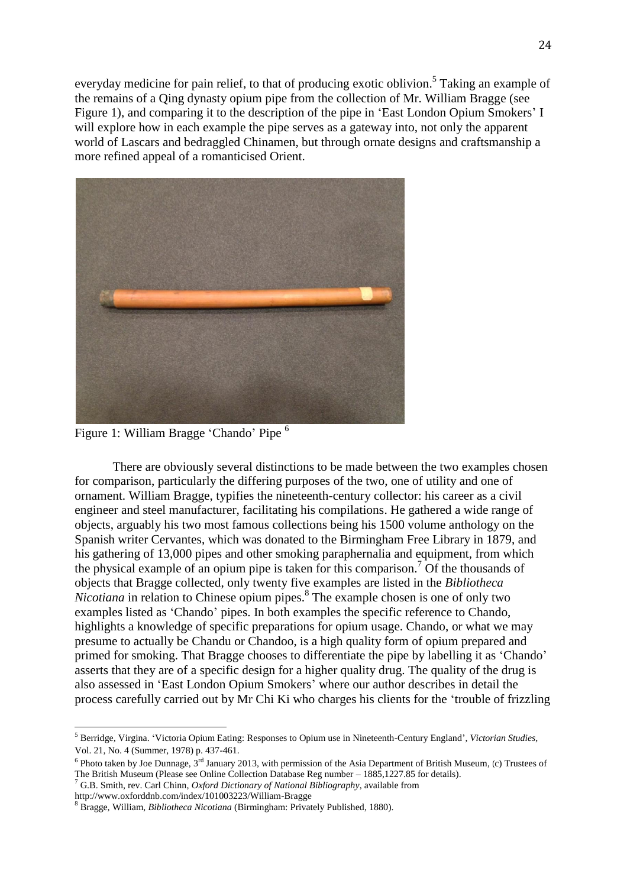everyday medicine for pain relief, to that of producing exotic oblivion.[5] Taking an example of the remains of a Qing dynasty opium pipe from the collection of Mr. William Bragge (see Figure 1), and comparing it to the description of the pipe in 'East London Opium Smokers' I will explore how in each example the pipe serves as a gateway into, not only the apparent world of Lascars and bedraggled Chinamen, but through ornate designs and craftsmanship a more refined appeal of a romanticised Orient.

Figure 1: William Bragge 'Chando' Pipe [6]

There are obviously several distinctions to be made between the two examples chosen for comparison, particularly the differing purposes of the two, one of utility and one of ornament. William Bragge, typifies the nineteenth-century collector: his career as a civil engineer and steel manufacturer, facilitating his compilations. He gathered a wide range of objects, arguably his two most famous collections being his 1500 volume anthology on the Spanish writer Cervantes, which was donated to the Birmingham Free Library in 1879, and his gathering of 13,000 pipes and other smoking paraphernalia and equipment, from which the physical example of an opium pipe is taken for this comparison.[7] Of the thousands of objects that Bragge collected, only twenty five examples are listed in the *Bibliotheca Nicotiana* in relation to Chinese opium pipes.[8] The example chosen is one of only two examples listed as 'Chando' pipes. In both examples the specific reference to Chando, highlights a knowledge of specific preparations for opium usage. Chando, or what we may presume to actually be Chandu or Chandoo, is a high quality form of opium prepared and primed for smoking. That Bragge chooses to differentiate the pipe by labelling it as 'Chando' asserts that they are of a specific design for a higher quality drug. The quality of the drug is also assessed in 'East London Opium Smokers' where our author describes in detail the process carefully carried out by Mr Chi Ki who charges his clients for the 'trouble of frizzling

---

[5] Berridge, Virgina. 'Victoria Opium Eating: Responses to Opium use in Nineteenth-Century England', *Victorian Studies*, Vol. 21, No. 4 (Summer, 1978) p. 437-461.

[6] Photo taken by Joe Dunnage, 3rd January 2013, with permission of the Asia Department of British Museum, (c) Trustees of The British Museum (Please see Online Collection Database Reg number – 1885,1227.85 for details).

[7] G.B. Smith, rev. Carl Chinn, *Oxford Dictionary of National Bibliography*, available from http://www.oxforddnb.com/index/101003223/William-Bragge

[8] Bragge, William, *Bibliotheca Nicotiana* (Birmingham: Privately Published, 1880).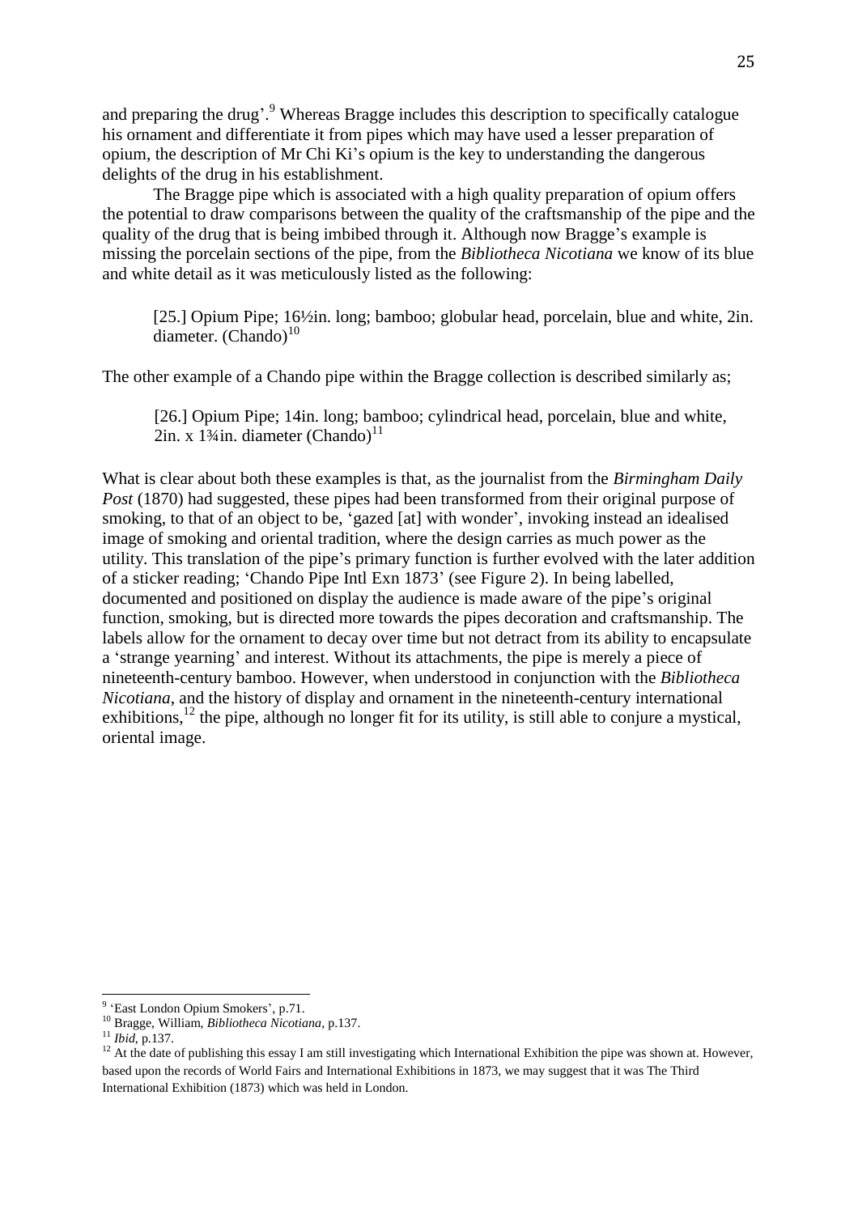and preparing the drug'.[9] Whereas Bragge includes this description to specifically catalogue his ornament and differentiate it from pipes which may have used a lesser preparation of opium, the description of Mr Chi Ki's opium is the key to understanding the dangerous delights of the drug in his establishment.

The Bragge pipe which is associated with a high quality preparation of opium offers the potential to draw comparisons between the quality of the craftsmanship of the pipe and the quality of the drug that is being imbibed through it. Although now Bragge's example is missing the porcelain sections of the pipe, from the *Bibliotheca Nicotiana* we know of its blue and white detail as it was meticulously listed as the following:

> [25.] Opium Pipe; 16½in. long; bamboo; globular head, porcelain, blue and white, 2in. diameter. (Chando)[10]

The other example of a Chando pipe within the Bragge collection is described similarly as;

> [26.] Opium Pipe; 14in. long; bamboo; cylindrical head, porcelain, blue and white, 2in. x 1¾in. diameter (Chando)[11]

What is clear about both these examples is that, as the journalist from the *Birmingham Daily Post* (1870) had suggested, these pipes had been transformed from their original purpose of smoking, to that of an object to be, 'gazed [at] with wonder', invoking instead an idealised image of smoking and oriental tradition, where the design carries as much power as the utility. This translation of the pipe's primary function is further evolved with the later addition of a sticker reading; 'Chando Pipe Intl Exn 1873' (see Figure 2). In being labelled, documented and positioned on display the audience is made aware of the pipe's original function, smoking, but is directed more towards the pipes decoration and craftsmanship. The labels allow for the ornament to decay over time but not detract from its ability to encapsulate a 'strange yearning' and interest. Without its attachments, the pipe is merely a piece of nineteenth-century bamboo. However, when understood in conjunction with the *Bibliotheca Nicotiana*, and the history of display and ornament in the nineteenth-century international exhibitions,[12] the pipe, although no longer fit for its utility, is still able to conjure a mystical, oriental image.

---

[9] 'East London Opium Smokers', p.71.

[10] Bragge, William, *Bibliotheca Nicotiana*, p.137.

[11] *Ibid*, p.137.

[12] At the date of publishing this essay I am still investigating which International Exhibition the pipe was shown at. However, based upon the records of World Fairs and International Exhibitions in 1873, we may suggest that it was The Third International Exhibition (1873) which was held in London.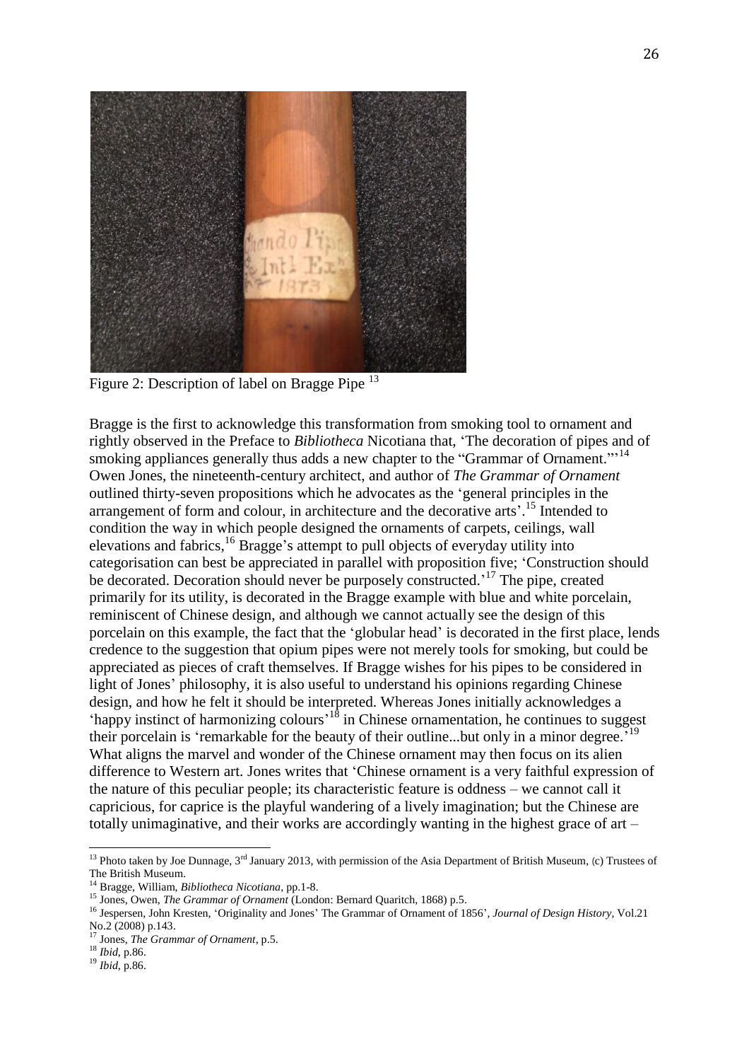Figure 2: Description of label on Bragge Pipe [13]

Bragge is the first to acknowledge this transformation from smoking tool to ornament and rightly observed in the Preface to *Bibliotheca* Nicotiana that, 'The decoration of pipes and of smoking appliances generally thus adds a new chapter to the "Grammar of Ornament."'[14] Owen Jones, the nineteenth-century architect, and author of *The Grammar of Ornament* outlined thirty-seven propositions which he advocates as the 'general principles in the arrangement of form and colour, in architecture and the decorative arts'.[15] Intended to condition the way in which people designed the ornaments of carpets, ceilings, wall elevations and fabrics,[16] Bragge's attempt to pull objects of everyday utility into categorisation can best be appreciated in parallel with proposition five; 'Construction should be decorated. Decoration should never be purposely constructed.'[17] The pipe, created primarily for its utility, is decorated in the Bragge example with blue and white porcelain, reminiscent of Chinese design, and although we cannot actually see the design of this porcelain on this example, the fact that the 'globular head' is decorated in the first place, lends credence to the suggestion that opium pipes were not merely tools for smoking, but could be appreciated as pieces of craft themselves. If Bragge wishes for his pipes to be considered in light of Jones' philosophy, it is also useful to understand his opinions regarding Chinese design, and how he felt it should be interpreted. Whereas Jones initially acknowledges a 'happy instinct of harmonizing colours'[18] in Chinese ornamentation, he continues to suggest their porcelain is 'remarkable for the beauty of their outline...but only in a minor degree.'[19] What aligns the marvel and wonder of the Chinese ornament may then focus on its alien difference to Western art. Jones writes that 'Chinese ornament is a very faithful expression of the nature of this peculiar people; its characteristic feature is oddness – we cannot call it capricious, for caprice is the playful wandering of a lively imagination; but the Chinese are totally unimaginative, and their works are accordingly wanting in the highest grace of art –

---

[13] Photo taken by Joe Dunnage, 3rd January 2013, with permission of the Asia Department of British Museum, (c) Trustees of The British Museum.

[14] Bragge, William, *Bibliotheca Nicotiana*, pp.1-8.

[15] Jones, Owen, *The Grammar of Ornament* (London: Bernard Quaritch, 1868) p.5.

[16] Jespersen, John Kresten, 'Originality and Jones' The Grammar of Ornament of 1856', *Journal of Design History*, Vol.21 No.2 (2008) p.143.

[17] Jones, *The Grammar of Ornament*, p.5.

[18] *Ibid*, p.86.

[19] *Ibid*, p.86.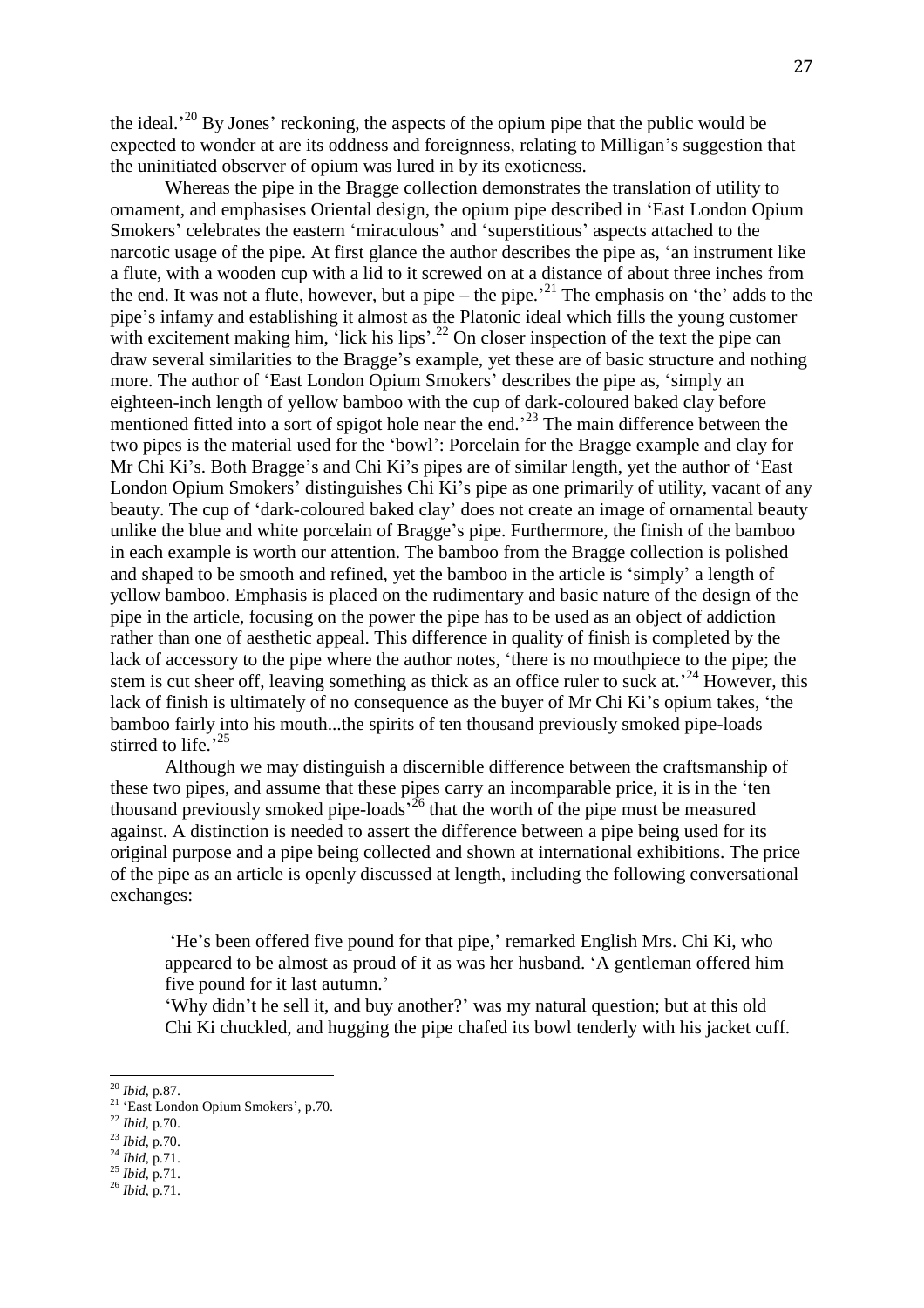the ideal.'[20] By Jones' reckoning, the aspects of the opium pipe that the public would be expected to wonder at are its oddness and foreignness, relating to Milligan's suggestion that the uninitiated observer of opium was lured in by its exoticness.

Whereas the pipe in the Bragge collection demonstrates the translation of utility to ornament, and emphasises Oriental design, the opium pipe described in 'East London Opium Smokers' celebrates the eastern 'miraculous' and 'superstitious' aspects attached to the narcotic usage of the pipe. At first glance the author describes the pipe as, 'an instrument like a flute, with a wooden cup with a lid to it screwed on at a distance of about three inches from the end. It was not a flute, however, but a pipe – the pipe.'[21] The emphasis on 'the' adds to the pipe's infamy and establishing it almost as the Platonic ideal which fills the young customer with excitement making him, 'lick his lips'.[22] On closer inspection of the text the pipe can draw several similarities to the Bragge's example, yet these are of basic structure and nothing more. The author of 'East London Opium Smokers' describes the pipe as, 'simply an eighteen-inch length of yellow bamboo with the cup of dark-coloured baked clay before mentioned fitted into a sort of spigot hole near the end.'[23] The main difference between the two pipes is the material used for the 'bowl': Porcelain for the Bragge example and clay for Mr Chi Ki's. Both Bragge's and Chi Ki's pipes are of similar length, yet the author of 'East London Opium Smokers' distinguishes Chi Ki's pipe as one primarily of utility, vacant of any beauty. The cup of 'dark-coloured baked clay' does not create an image of ornamental beauty unlike the blue and white porcelain of Bragge's pipe. Furthermore, the finish of the bamboo in each example is worth our attention. The bamboo from the Bragge collection is polished and shaped to be smooth and refined, yet the bamboo in the article is 'simply' a length of yellow bamboo. Emphasis is placed on the rudimentary and basic nature of the design of the pipe in the article, focusing on the power the pipe has to be used as an object of addiction rather than one of aesthetic appeal. This difference in quality of finish is completed by the lack of accessory to the pipe where the author notes, 'there is no mouthpiece to the pipe; the stem is cut sheer off, leaving something as thick as an office ruler to suck at.'[24] However, this lack of finish is ultimately of no consequence as the buyer of Mr Chi Ki's opium takes, 'the bamboo fairly into his mouth...the spirits of ten thousand previously smoked pipe-loads stirred to life.'[25]

Although we may distinguish a discernible difference between the craftsmanship of these two pipes, and assume that these pipes carry an incomparable price, it is in the 'ten thousand previously smoked pipe-loads'[26] that the worth of the pipe must be measured against. A distinction is needed to assert the difference between a pipe being used for its original purpose and a pipe being collected and shown at international exhibitions. The price of the pipe as an article is openly discussed at length, including the following conversational exchanges:

> 'He's been offered five pound for that pipe,' remarked English Mrs. Chi Ki, who appeared to be almost as proud of it as was her husband. 'A gentleman offered him five pound for it last autumn.'
>
> 'Why didn't he sell it, and buy another?' was my natural question; but at this old Chi Ki chuckled, and hugging the pipe chafed its bowl tenderly with his jacket cuff.

---

[20] *Ibid*, p.87.
[21] 'East London Opium Smokers', p.70.
[22] *Ibid*, p.70.
[23] *Ibid*, p.70.
[24] *Ibid*, p.71.
[25] *Ibid*, p.71.
[26] *Ibid*, p.71.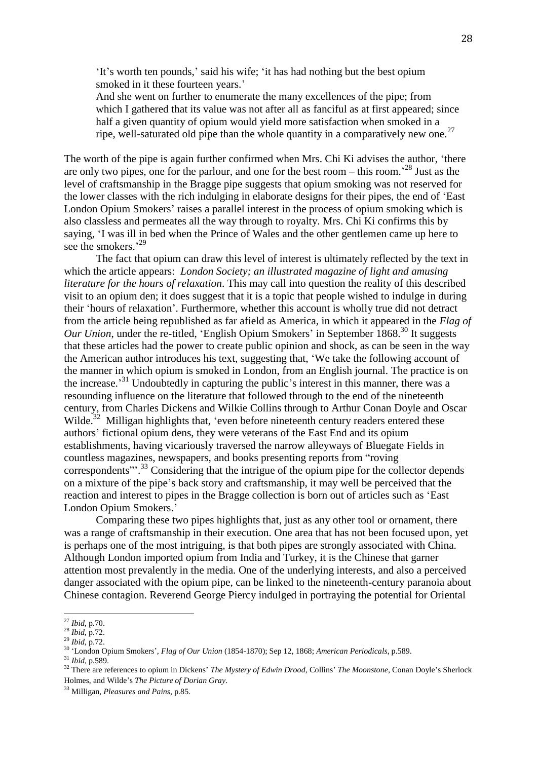> 'It's worth ten pounds,' said his wife; 'it has had nothing but the best opium smoked in it these fourteen years.'
>
> And she went on further to enumerate the many excellences of the pipe; from which I gathered that its value was not after all as fanciful as at first appeared; since half a given quantity of opium would yield more satisfaction when smoked in a ripe, well-saturated old pipe than the whole quantity in a comparatively new one.[27]

The worth of the pipe is again further confirmed when Mrs. Chi Ki advises the author, 'there are only two pipes, one for the parlour, and one for the best room – this room.'[28] Just as the level of craftsmanship in the Bragge pipe suggests that opium smoking was not reserved for the lower classes with the rich indulging in elaborate designs for their pipes, the end of 'East London Opium Smokers' raises a parallel interest in the process of opium smoking which is also classless and permeates all the way through to royalty. Mrs. Chi Ki confirms this by saying, 'I was ill in bed when the Prince of Wales and the other gentlemen came up here to see the smokers.'[29]

The fact that opium can draw this level of interest is ultimately reflected by the text in which the article appears: *London Society; an illustrated magazine of light and amusing literature for the hours of relaxation*. This may call into question the reality of this described visit to an opium den; it does suggest that it is a topic that people wished to indulge in during their 'hours of relaxation'. Furthermore, whether this account is wholly true did not detract from the article being republished as far afield as America, in which it appeared in the *Flag of Our Union*, under the re-titled, 'English Opium Smokers' in September 1868.[30] It suggests that these articles had the power to create public opinion and shock, as can be seen in the way the American author introduces his text, suggesting that, 'We take the following account of the manner in which opium is smoked in London, from an English journal. The practice is on the increase.'[31] Undoubtedly in capturing the public's interest in this manner, there was a resounding influence on the literature that followed through to the end of the nineteenth century, from Charles Dickens and Wilkie Collins through to Arthur Conan Doyle and Oscar Wilde.[32] Milligan highlights that, 'even before nineteenth century readers entered these authors' fictional opium dens, they were veterans of the East End and its opium establishments, having vicariously traversed the narrow alleyways of Bluegate Fields in countless magazines, newspapers, and books presenting reports from "roving correspondents"'.[33] Considering that the intrigue of the opium pipe for the collector depends on a mixture of the pipe's back story and craftsmanship, it may well be perceived that the reaction and interest to pipes in the Bragge collection is born out of articles such as 'East London Opium Smokers.'

Comparing these two pipes highlights that, just as any other tool or ornament, there was a range of craftsmanship in their execution. One area that has not been focused upon, yet is perhaps one of the most intriguing, is that both pipes are strongly associated with China. Although London imported opium from India and Turkey, it is the Chinese that garner attention most prevalently in the media. One of the underlying interests, and also a perceived danger associated with the opium pipe, can be linked to the nineteenth-century paranoia about Chinese contagion. Reverend George Piercy indulged in portraying the potential for Oriental

---

[27] *Ibid*, p.70.

[28] *Ibid*, p.72.

[29] *Ibid*, p.72.

[30] 'London Opium Smokers', *Flag of Our Union* (1854-1870); Sep 12, 1868; *American Periodicals*, p.589.

[31] *Ibid*, p.589.

[32] There are references to opium in Dickens' *The Mystery of Edwin Drood*, Collins' *The Moonstone*, Conan Doyle's Sherlock Holmes, and Wilde's *The Picture of Dorian Gray*.

[33] Milligan, *Pleasures and Pains*, p.85.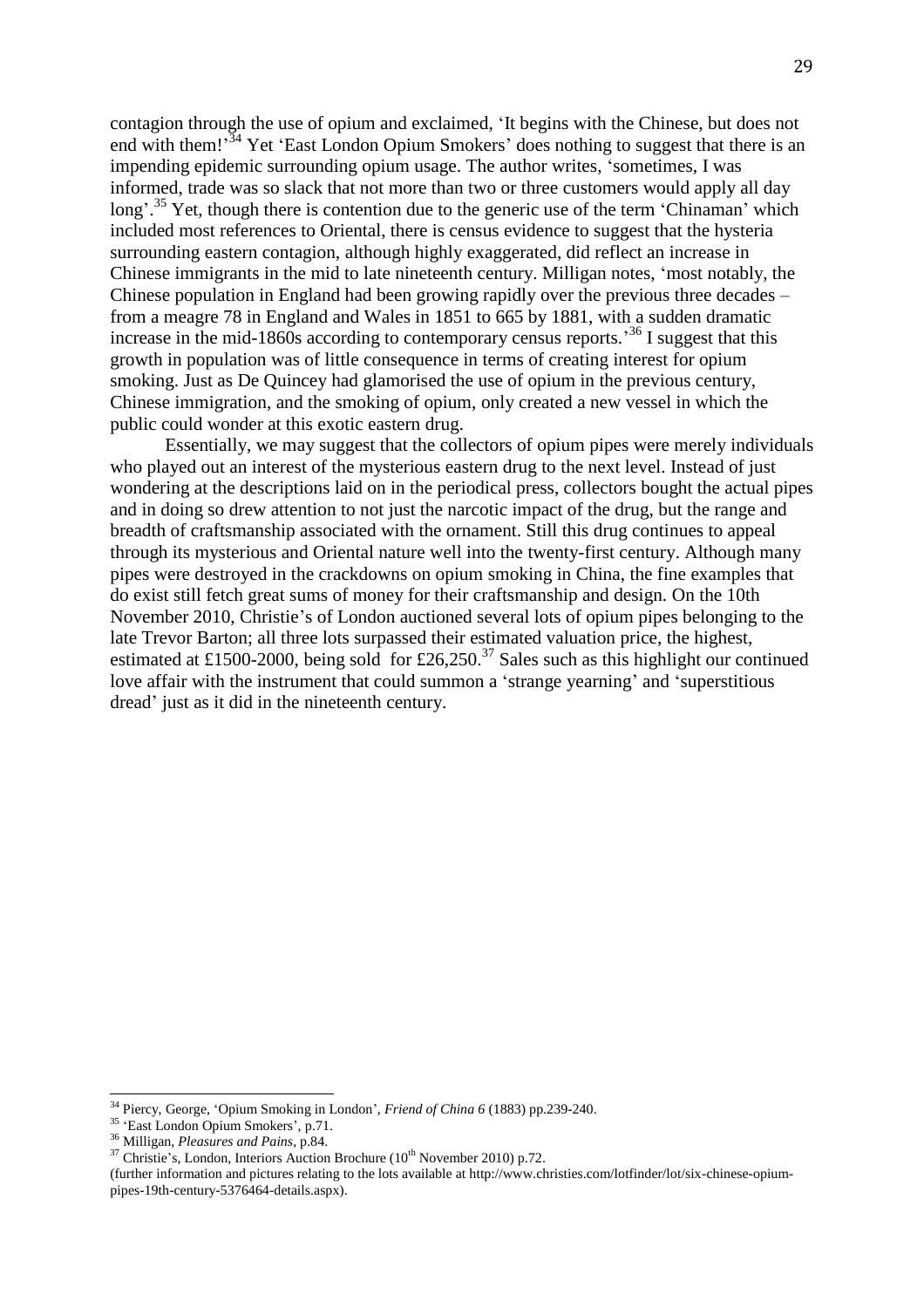contagion through the use of opium and exclaimed, 'It begins with the Chinese, but does not end with them!'[34] Yet 'East London Opium Smokers' does nothing to suggest that there is an impending epidemic surrounding opium usage. The author writes, 'sometimes, I was informed, trade was so slack that not more than two or three customers would apply all day long'.[35] Yet, though there is contention due to the generic use of the term 'Chinaman' which included most references to Oriental, there is census evidence to suggest that the hysteria surrounding eastern contagion, although highly exaggerated, did reflect an increase in Chinese immigrants in the mid to late nineteenth century. Milligan notes, 'most notably, the Chinese population in England had been growing rapidly over the previous three decades – from a meagre 78 in England and Wales in 1851 to 665 by 1881, with a sudden dramatic increase in the mid-1860s according to contemporary census reports.'[36] I suggest that this growth in population was of little consequence in terms of creating interest for opium smoking. Just as De Quincey had glamorised the use of opium in the previous century, Chinese immigration, and the smoking of opium, only created a new vessel in which the public could wonder at this exotic eastern drug.

Essentially, we may suggest that the collectors of opium pipes were merely individuals who played out an interest of the mysterious eastern drug to the next level. Instead of just wondering at the descriptions laid on in the periodical press, collectors bought the actual pipes and in doing so drew attention to not just the narcotic impact of the drug, but the range and breadth of craftsmanship associated with the ornament. Still this drug continues to appeal through its mysterious and Oriental nature well into the twenty-first century. Although many pipes were destroyed in the crackdowns on opium smoking in China, the fine examples that do exist still fetch great sums of money for their craftsmanship and design. On the 10th November 2010, Christie's of London auctioned several lots of opium pipes belonging to the late Trevor Barton; all three lots surpassed their estimated valuation price, the highest, estimated at £1500-2000, being sold for £26,250.[37] Sales such as this highlight our continued love affair with the instrument that could summon a 'strange yearning' and 'superstitious dread' just as it did in the nineteenth century.

---

[34] Piercy, George, 'Opium Smoking in London', *Friend of China 6* (1883) pp.239-240.

[35] 'East London Opium Smokers', p.71.

[36] Milligan, *Pleasures and Pains*, p.84.

[37] Christie's, London, Interiors Auction Brochure (10th November 2010) p.72.
(further information and pictures relating to the lots available at http://www.christies.com/lotfinder/lot/six-chinese-opium-pipes-19th-century-5376464-details.aspx).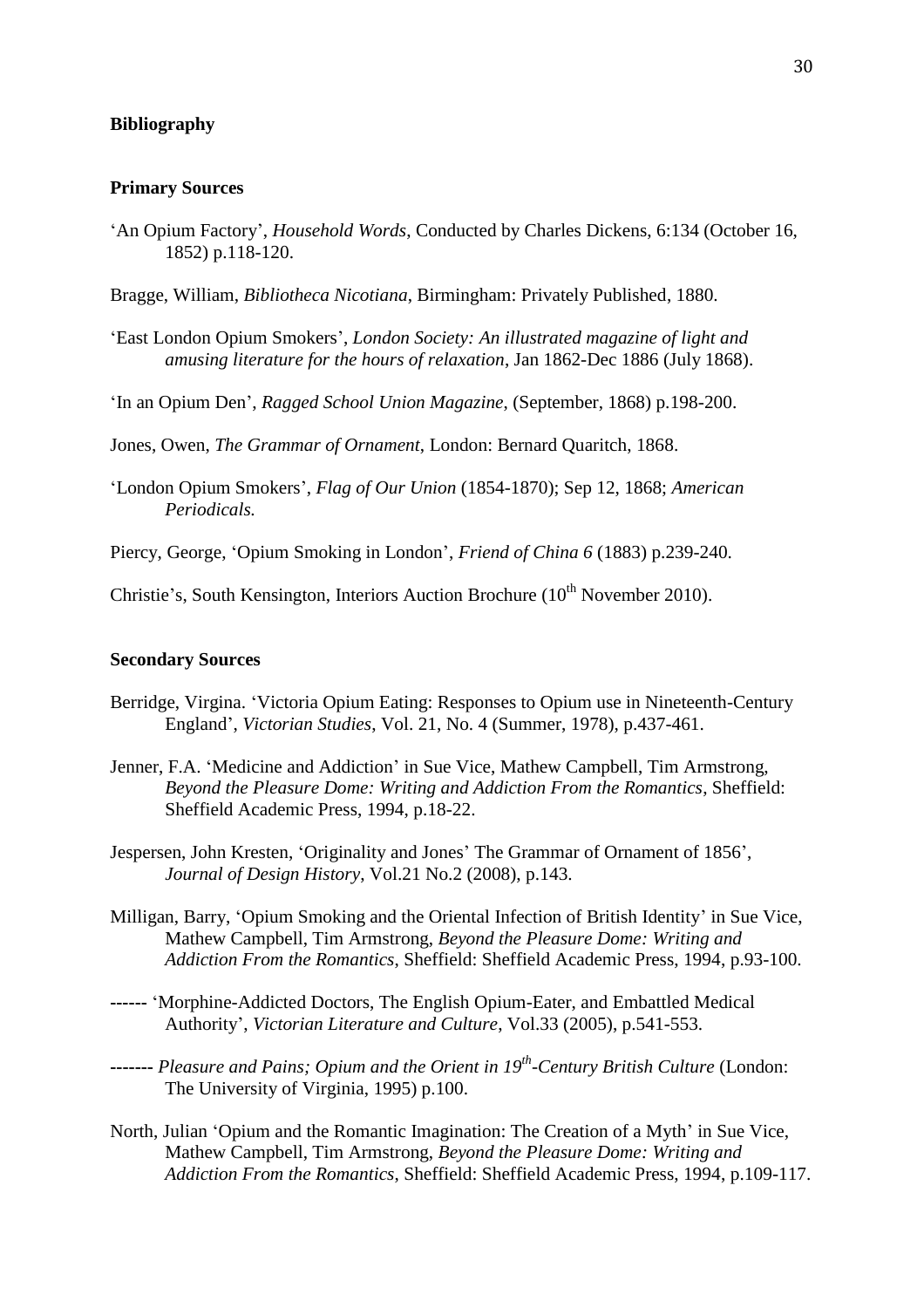## Bibliography

### Primary Sources

'An Opium Factory', *Household Words*, Conducted by Charles Dickens, 6:134 (October 16, 1852) p.118-120.

Bragge, William, *Bibliotheca Nicotiana*, Birmingham: Privately Published, 1880.

'East London Opium Smokers', *London Society: An illustrated magazine of light and amusing literature for the hours of relaxation*, Jan 1862-Dec 1886 (July 1868).

'In an Opium Den', *Ragged School Union Magazine*, (September, 1868) p.198-200.

Jones, Owen, *The Grammar of Ornament*, London: Bernard Quaritch, 1868.

'London Opium Smokers', *Flag of Our Union* (1854-1870); Sep 12, 1868; *American Periodicals.*

Piercy, George, 'Opium Smoking in London', *Friend of China 6* (1883) p.239-240.

Christie's, South Kensington, Interiors Auction Brochure (10th November 2010).

### Secondary Sources

Berridge, Virgina. 'Victoria Opium Eating: Responses to Opium use in Nineteenth-Century England', *Victorian Studies*, Vol. 21, No. 4 (Summer, 1978), p.437-461.

Jenner, F.A. 'Medicine and Addiction' in Sue Vice, Mathew Campbell, Tim Armstrong, *Beyond the Pleasure Dome: Writing and Addiction From the Romantics*, Sheffield: Sheffield Academic Press, 1994, p.18-22.

Jespersen, John Kresten, 'Originality and Jones' The Grammar of Ornament of 1856', *Journal of Design History*, Vol.21 No.2 (2008), p.143.

Milligan, Barry, 'Opium Smoking and the Oriental Infection of British Identity' in Sue Vice, Mathew Campbell, Tim Armstrong, *Beyond the Pleasure Dome: Writing and Addiction From the Romantics*, Sheffield: Sheffield Academic Press, 1994, p.93-100.

------ 'Morphine-Addicted Doctors, The English Opium-Eater, and Embattled Medical Authority', *Victorian Literature and Culture*, Vol.33 (2005), p.541-553.

------- *Pleasure and Pains; Opium and the Orient in 19th-Century British Culture* (London: The University of Virginia, 1995) p.100.

North, Julian 'Opium and the Romantic Imagination: The Creation of a Myth' in Sue Vice, Mathew Campbell, Tim Armstrong, *Beyond the Pleasure Dome: Writing and Addiction From the Romantics*, Sheffield: Sheffield Academic Press, 1994, p.109-117.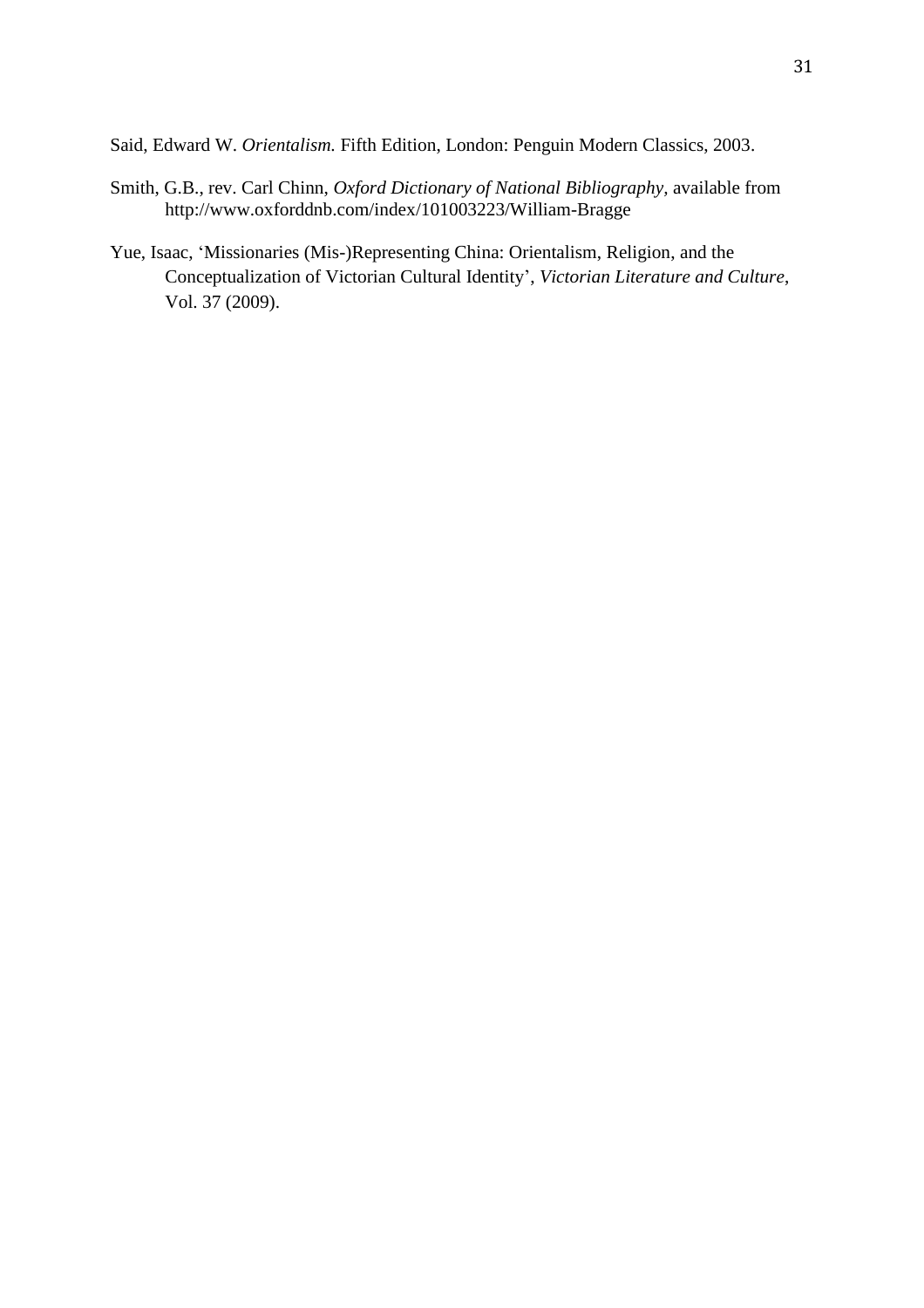Said, Edward W. *Orientalism.* Fifth Edition, London: Penguin Modern Classics, 2003.

Smith, G.B., rev. Carl Chinn, *Oxford Dictionary of National Bibliography*, available from http://www.oxforddnb.com/index/101003223/William-Bragge

Yue, Isaac, 'Missionaries (Mis-)Representing China: Orientalism, Religion, and the Conceptualization of Victorian Cultural Identity', *Victorian Literature and Culture*, Vol. 37 (2009).